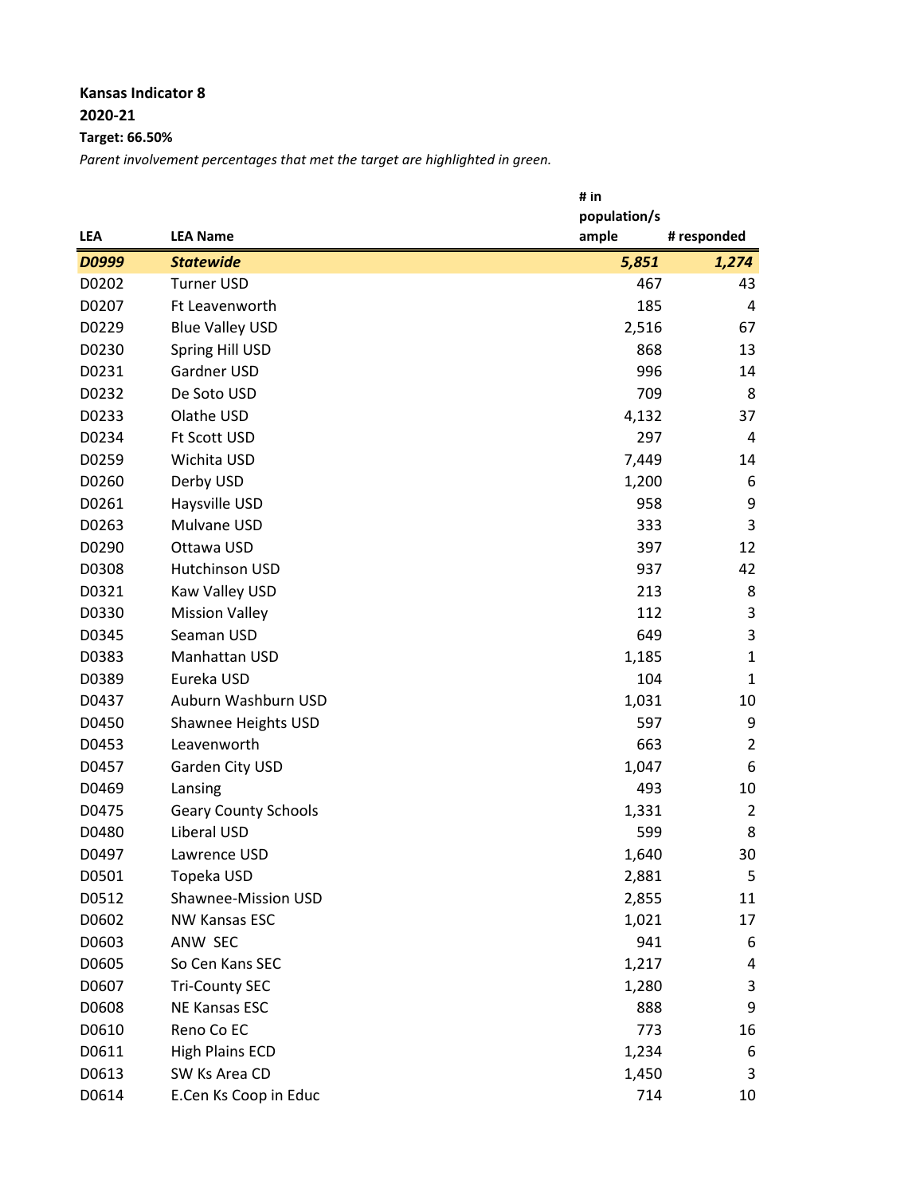**Kansas Indicator 8**

**2020-21**

**Target: 66.50%**

*Parent involvement percentages that met the target are highlighted in green.*

| LEA | LEA Name | # in population/sample | # responded |
|---|---|---|---|
| ***D0999*** | ***Statewide*** | ***5,851*** | ***1,274*** |
| D0202 | Turner USD | 467 | 43 |
| D0207 | Ft Leavenworth | 185 | 4 |
| D0229 | Blue Valley USD | 2,516 | 67 |
| D0230 | Spring Hill USD | 868 | 13 |
| D0231 | Gardner USD | 996 | 14 |
| D0232 | De Soto USD | 709 | 8 |
| D0233 | Olathe USD | 4,132 | 37 |
| D0234 | Ft Scott USD | 297 | 4 |
| D0259 | Wichita USD | 7,449 | 14 |
| D0260 | Derby USD | 1,200 | 6 |
| D0261 | Haysville USD | 958 | 9 |
| D0263 | Mulvane USD | 333 | 3 |
| D0290 | Ottawa USD | 397 | 12 |
| D0308 | Hutchinson USD | 937 | 42 |
| D0321 | Kaw Valley USD | 213 | 8 |
| D0330 | Mission Valley | 112 | 3 |
| D0345 | Seaman USD | 649 | 3 |
| D0383 | Manhattan USD | 1,185 | 1 |
| D0389 | Eureka USD | 104 | 1 |
| D0437 | Auburn Washburn USD | 1,031 | 10 |
| D0450 | Shawnee Heights USD | 597 | 9 |
| D0453 | Leavenworth | 663 | 2 |
| D0457 | Garden City USD | 1,047 | 6 |
| D0469 | Lansing | 493 | 10 |
| D0475 | Geary County Schools | 1,331 | 2 |
| D0480 | Liberal USD | 599 | 8 |
| D0497 | Lawrence USD | 1,640 | 30 |
| D0501 | Topeka USD | 2,881 | 5 |
| D0512 | Shawnee-Mission USD | 2,855 | 11 |
| D0602 | NW Kansas ESC | 1,021 | 17 |
| D0603 | ANW SEC | 941 | 6 |
| D0605 | So Cen Kans SEC | 1,217 | 4 |
| D0607 | Tri-County SEC | 1,280 | 3 |
| D0608 | NE Kansas ESC | 888 | 9 |
| D0610 | Reno Co EC | 773 | 16 |
| D0611 | High Plains ECD | 1,234 | 6 |
| D0613 | SW Ks Area CD | 1,450 | 3 |
| D0614 | E.Cen Ks Coop in Educ | 714 | 10 |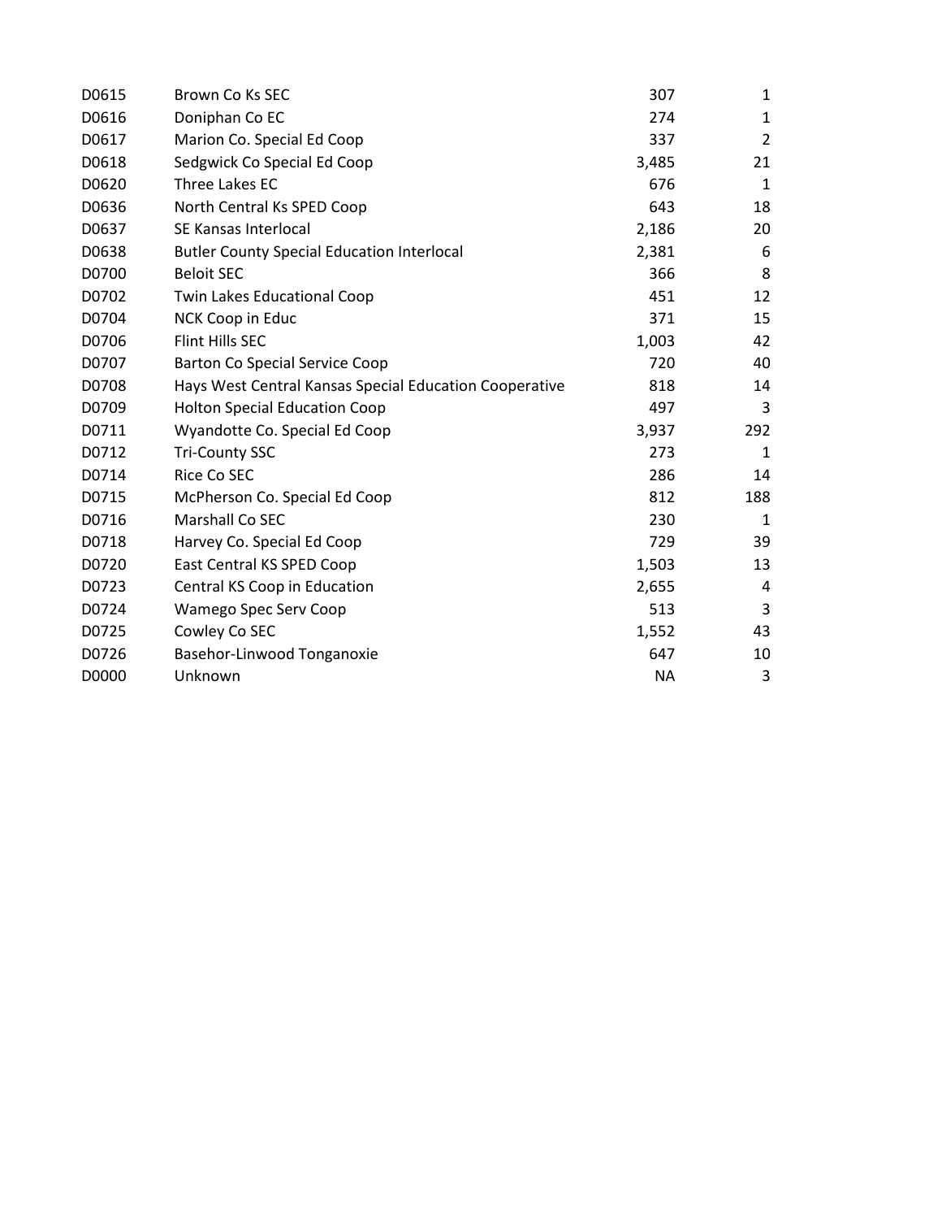| | | | |
|---|---|---|---|
| D0615 | Brown Co Ks SEC | 307 | 1 |
| D0616 | Doniphan Co EC | 274 | 1 |
| D0617 | Marion Co. Special Ed Coop | 337 | 2 |
| D0618 | Sedgwick Co Special Ed Coop | 3,485 | 21 |
| D0620 | Three Lakes EC | 676 | 1 |
| D0636 | North Central Ks SPED Coop | 643 | 18 |
| D0637 | SE Kansas Interlocal | 2,186 | 20 |
| D0638 | Butler County Special Education Interlocal | 2,381 | 6 |
| D0700 | Beloit SEC | 366 | 8 |
| D0702 | Twin Lakes Educational Coop | 451 | 12 |
| D0704 | NCK Coop in Educ | 371 | 15 |
| D0706 | Flint Hills SEC | 1,003 | 42 |
| D0707 | Barton Co Special Service Coop | 720 | 40 |
| D0708 | Hays West Central Kansas Special Education Cooperative | 818 | 14 |
| D0709 | Holton Special Education Coop | 497 | 3 |
| D0711 | Wyandotte Co. Special Ed Coop | 3,937 | 292 |
| D0712 | Tri-County SSC | 273 | 1 |
| D0714 | Rice Co SEC | 286 | 14 |
| D0715 | McPherson Co. Special Ed Coop | 812 | 188 |
| D0716 | Marshall Co SEC | 230 | 1 |
| D0718 | Harvey Co. Special Ed Coop | 729 | 39 |
| D0720 | East Central KS SPED Coop | 1,503 | 13 |
| D0723 | Central KS Coop in Education | 2,655 | 4 |
| D0724 | Wamego Spec Serv Coop | 513 | 3 |
| D0725 | Cowley Co SEC | 1,552 | 43 |
| D0726 | Basehor-Linwood Tonganoxie | 647 | 10 |
| D0000 | Unknown | NA | 3 |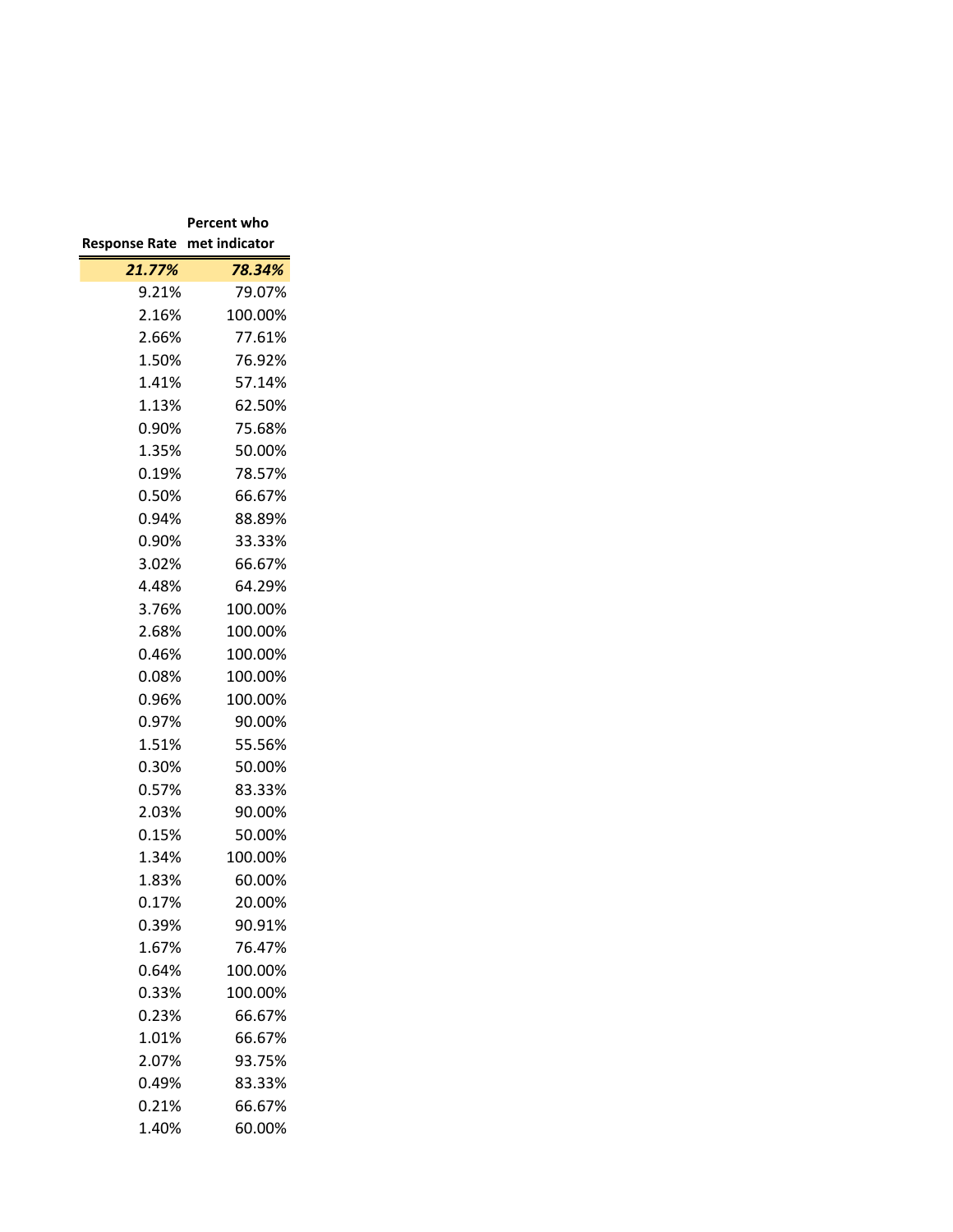| Response Rate | Percent who met indicator |
|---|---|
| ***21.77%*** | ***78.34%*** |
| 9.21% | 79.07% |
| 2.16% | 100.00% |
| 2.66% | 77.61% |
| 1.50% | 76.92% |
| 1.41% | 57.14% |
| 1.13% | 62.50% |
| 0.90% | 75.68% |
| 1.35% | 50.00% |
| 0.19% | 78.57% |
| 0.50% | 66.67% |
| 0.94% | 88.89% |
| 0.90% | 33.33% |
| 3.02% | 66.67% |
| 4.48% | 64.29% |
| 3.76% | 100.00% |
| 2.68% | 100.00% |
| 0.46% | 100.00% |
| 0.08% | 100.00% |
| 0.96% | 100.00% |
| 0.97% | 90.00% |
| 1.51% | 55.56% |
| 0.30% | 50.00% |
| 0.57% | 83.33% |
| 2.03% | 90.00% |
| 0.15% | 50.00% |
| 1.34% | 100.00% |
| 1.83% | 60.00% |
| 0.17% | 20.00% |
| 0.39% | 90.91% |
| 1.67% | 76.47% |
| 0.64% | 100.00% |
| 0.33% | 100.00% |
| 0.23% | 66.67% |
| 1.01% | 66.67% |
| 2.07% | 93.75% |
| 0.49% | 83.33% |
| 0.21% | 66.67% |
| 1.40% | 60.00% |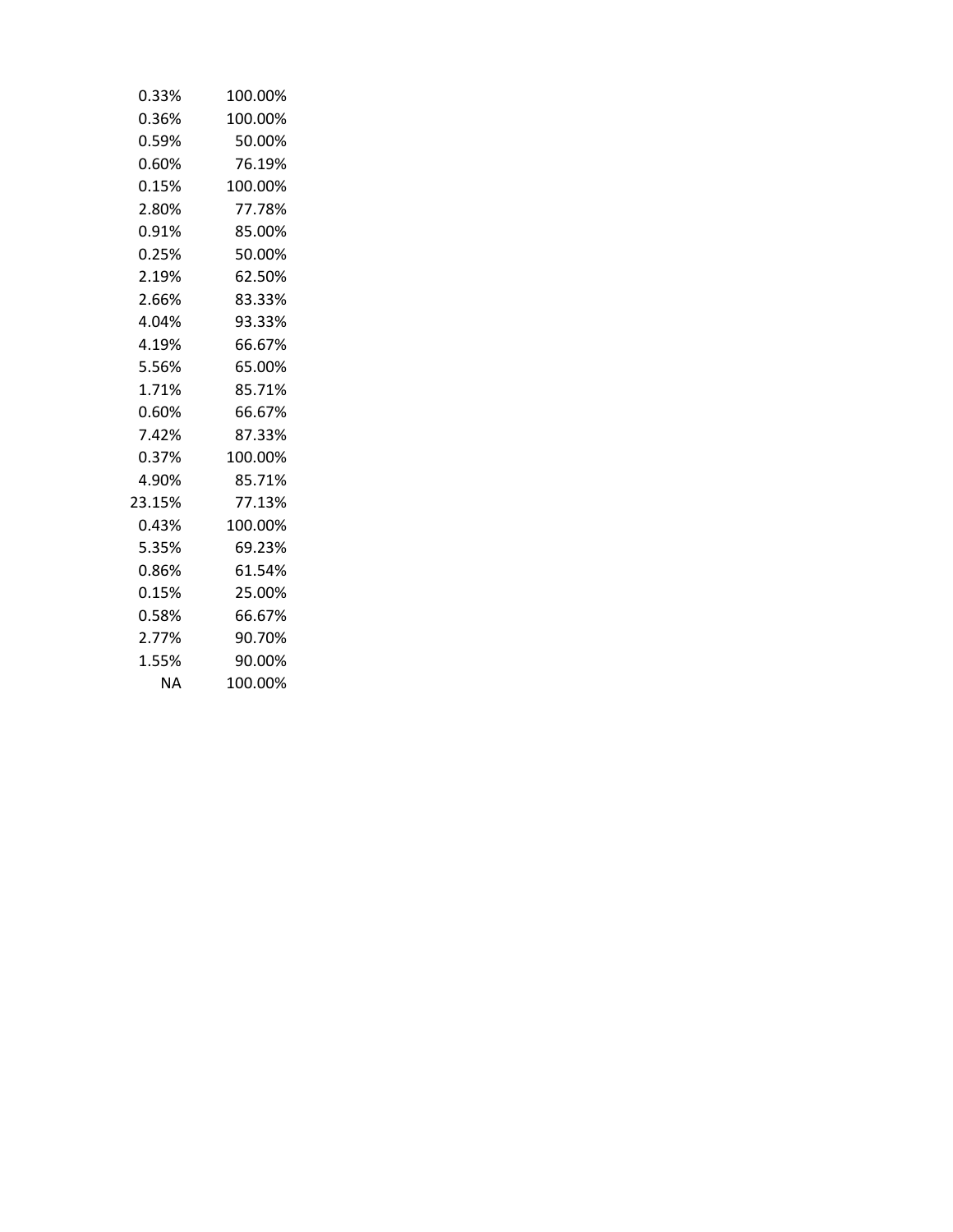| | |
|---|---|
| 0.33% | 100.00% |
| 0.36% | 100.00% |
| 0.59% | 50.00% |
| 0.60% | 76.19% |
| 0.15% | 100.00% |
| 2.80% | 77.78% |
| 0.91% | 85.00% |
| 0.25% | 50.00% |
| 2.19% | 62.50% |
| 2.66% | 83.33% |
| 4.04% | 93.33% |
| 4.19% | 66.67% |
| 5.56% | 65.00% |
| 1.71% | 85.71% |
| 0.60% | 66.67% |
| 7.42% | 87.33% |
| 0.37% | 100.00% |
| 4.90% | 85.71% |
| 23.15% | 77.13% |
| 0.43% | 100.00% |
| 5.35% | 69.23% |
| 0.86% | 61.54% |
| 0.15% | 25.00% |
| 0.58% | 66.67% |
| 2.77% | 90.70% |
| 1.55% | 90.00% |
| NA | 100.00% |